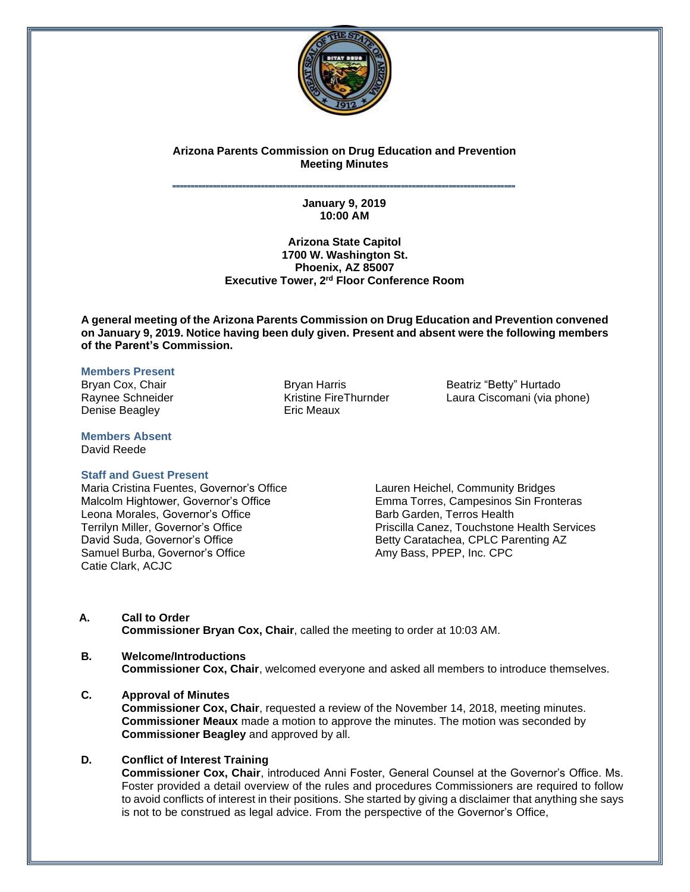# Arizona Parents Commission on Drug Education and Prevention
## Meeting Minutes

**January 9, 2019**
**10:00 AM**

**Arizona State Capitol**
**1700 W. Washington St.**
**Phoenix, AZ 85007**
**Executive Tower, 2rd Floor Conference Room**

**A general meeting of the Arizona Parents Commission on Drug Education and Prevention convened on January 9, 2019. Notice having been duly given. Present and absent were the following members of the Parent's Commission.**

### Members Present

Bryan Cox, Chair
Raynee Schneider
Denise Beagley
Bryan Harris
Kristine FireThurnder
Eric Meaux
Beatriz "Betty" Hurtado
Laura Ciscomani (via phone)

### Members Absent

David Reede

### Staff and Guest Present

Maria Cristina Fuentes, Governor's Office
Malcolm Hightower, Governor's Office
Leona Morales, Governor's Office
Terrilyn Miller, Governor's Office
David Suda, Governor's Office
Samuel Burba, Governor's Office
Catie Clark, ACJC
Lauren Heichel, Community Bridges
Emma Torres, Campesinos Sin Fronteras
Barb Garden, Terros Health
Priscilla Canez, Touchstone Health Services
Betty Caratachea, CPLC Parenting AZ
Amy Bass, PPEP, Inc. CPC

**A. Call to Order**
**Commissioner Bryan Cox, Chair**, called the meeting to order at 10:03 AM.

**B. Welcome/Introductions**
**Commissioner Cox, Chair**, welcomed everyone and asked all members to introduce themselves.

**C. Approval of Minutes**
**Commissioner Cox, Chair**, requested a review of the November 14, 2018, meeting minutes. **Commissioner Meaux** made a motion to approve the minutes. The motion was seconded by **Commissioner Beagley** and approved by all.

**D. Conflict of Interest Training**
**Commissioner Cox, Chair**, introduced Anni Foster, General Counsel at the Governor's Office. Ms. Foster provided a detail overview of the rules and procedures Commissioners are required to follow to avoid conflicts of interest in their positions. She started by giving a disclaimer that anything she says is not to be construed as legal advice. From the perspective of the Governor's Office,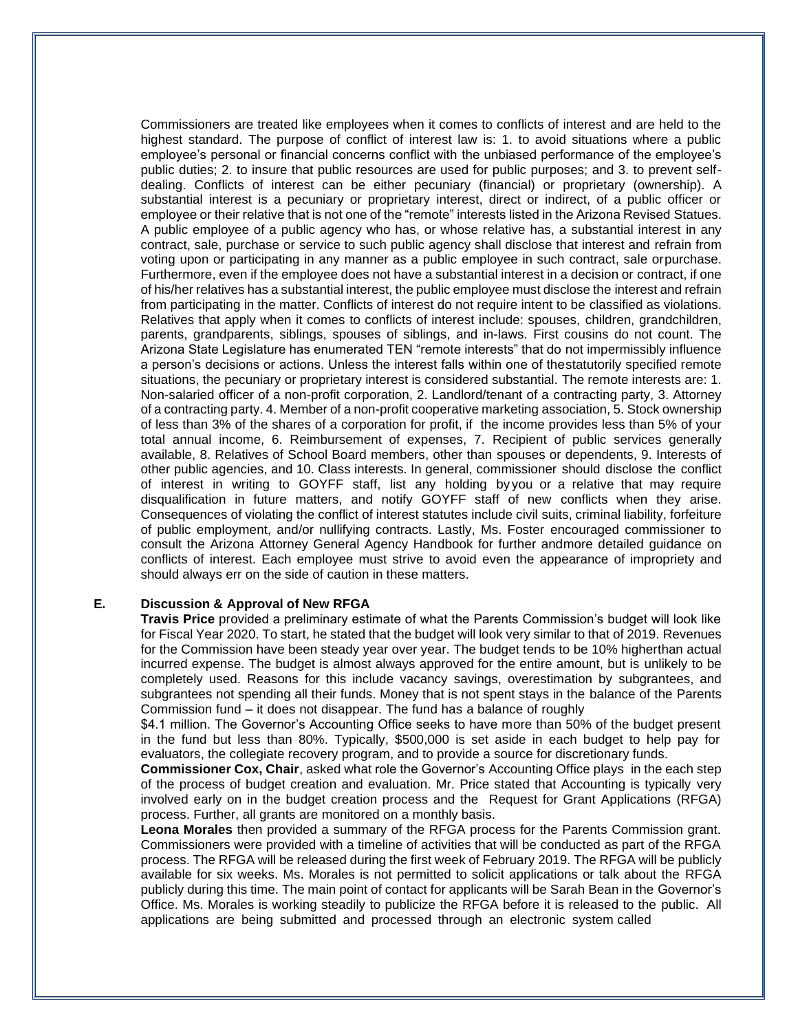Commissioners are treated like employees when it comes to conflicts of interest and are held to the highest standard. The purpose of conflict of interest law is: 1. to avoid situations where a public employee's personal or financial concerns conflict with the unbiased performance of the employee's public duties; 2. to insure that public resources are used for public purposes; and 3. to prevent self-dealing. Conflicts of interest can be either pecuniary (financial) or proprietary (ownership). A substantial interest is a pecuniary or proprietary interest, direct or indirect, of a public officer or employee or their relative that is not one of the "remote" interests listed in the Arizona Revised Statues. A public employee of a public agency who has, or whose relative has, a substantial interest in any contract, sale, purchase or service to such public agency shall disclose that interest and refrain from voting upon or participating in any manner as a public employee in such contract, sale orpurchase. Furthermore, even if the employee does not have a substantial interest in a decision or contract, if one of his/her relatives has a substantial interest, the public employee must disclose the interest and refrain from participating in the matter. Conflicts of interest do not require intent to be classified as violations. Relatives that apply when it comes to conflicts of interest include: spouses, children, grandchildren, parents, grandparents, siblings, spouses of siblings, and in-laws. First cousins do not count. The Arizona State Legislature has enumerated TEN "remote interests" that do not impermissibly influence a person's decisions or actions. Unless the interest falls within one of thestatutorily specified remote situations, the pecuniary or proprietary interest is considered substantial. The remote interests are: 1. Non-salaried officer of a non-profit corporation, 2. Landlord/tenant of a contracting party, 3. Attorney of a contracting party. 4. Member of a non-profit cooperative marketing association, 5. Stock ownership of less than 3% of the shares of a corporation for profit, if the income provides less than 5% of your total annual income, 6. Reimbursement of expenses, 7. Recipient of public services generally available, 8. Relatives of School Board members, other than spouses or dependents, 9. Interests of other public agencies, and 10. Class interests. In general, commissioner should disclose the conflict of interest in writing to GOYFF staff, list any holding byyou or a relative that may require disqualification in future matters, and notify GOYFF staff of new conflicts when they arise. Consequences of violating the conflict of interest statutes include civil suits, criminal liability, forfeiture of public employment, and/or nullifying contracts. Lastly, Ms. Foster encouraged commissioner to consult the Arizona Attorney General Agency Handbook for further andmore detailed guidance on conflicts of interest. Each employee must strive to avoid even the appearance of impropriety and should always err on the side of caution in these matters.

**E. Discussion & Approval of New RFGA**

**Travis Price** provided a preliminary estimate of what the Parents Commission's budget will look like for Fiscal Year 2020. To start, he stated that the budget will look very similar to that of 2019. Revenues for the Commission have been steady year over year. The budget tends to be 10% higherthan actual incurred expense. The budget is almost always approved for the entire amount, but is unlikely to be completely used. Reasons for this include vacancy savings, overestimation by subgrantees, and subgrantees not spending all their funds. Money that is not spent stays in the balance of the Parents Commission fund – it does not disappear. The fund has a balance of roughly $4.1 million. The Governor's Accounting Office seeks to have more than 50% of the budget present in the fund but less than 80%. Typically, $500,000 is set aside in each budget to help pay for evaluators, the collegiate recovery program, and to provide a source for discretionary funds.

**Commissioner Cox, Chair**, asked what role the Governor's Accounting Office plays in the each step of the process of budget creation and evaluation. Mr. Price stated that Accounting is typically very involved early on in the budget creation process and the Request for Grant Applications (RFGA) process. Further, all grants are monitored on a monthly basis.

**Leona Morales** then provided a summary of the RFGA process for the Parents Commission grant. Commissioners were provided with a timeline of activities that will be conducted as part of the RFGA process. The RFGA will be released during the first week of February 2019. The RFGA will be publicly available for six weeks. Ms. Morales is not permitted to solicit applications or talk about the RFGA publicly during this time. The main point of contact for applicants will be Sarah Bean in the Governor's Office. Ms. Morales is working steadily to publicize the RFGA before it is released to the public. All applications are being submitted and processed through an electronic system called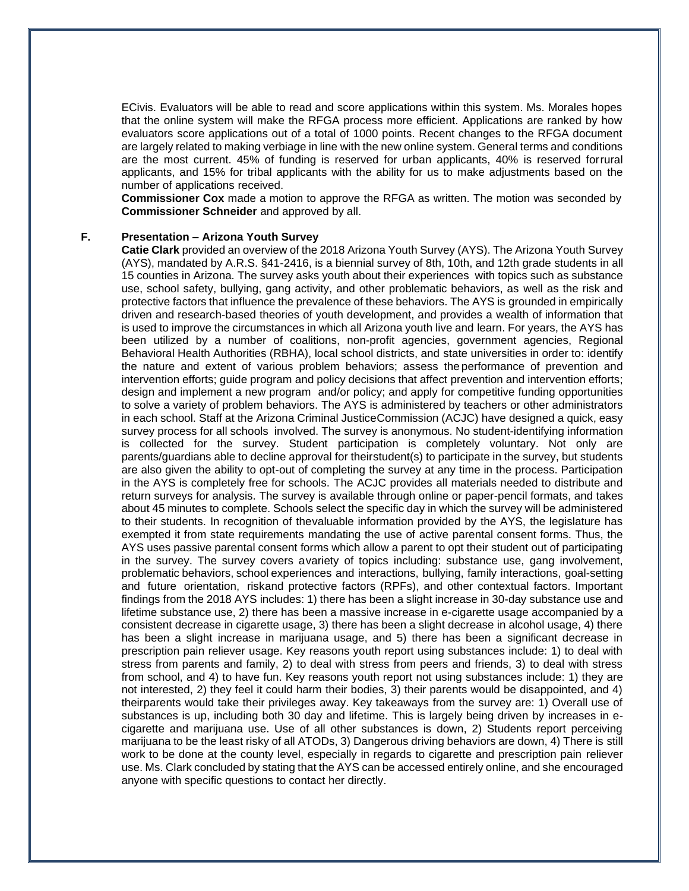ECivis. Evaluators will be able to read and score applications within this system. Ms. Morales hopes that the online system will make the RFGA process more efficient. Applications are ranked by how evaluators score applications out of a total of 1000 points. Recent changes to the RFGA document are largely related to making verbiage in line with the new online system. General terms and conditions are the most current. 45% of funding is reserved for urban applicants, 40% is reserved forrural applicants, and 15% for tribal applicants with the ability for us to make adjustments based on the number of applications received.

**Commissioner Cox** made a motion to approve the RFGA as written. The motion was seconded by **Commissioner Schneider** and approved by all.

**F. Presentation – Arizona Youth Survey**

**Catie Clark** provided an overview of the 2018 Arizona Youth Survey (AYS). The Arizona Youth Survey (AYS), mandated by A.R.S. §41-2416, is a biennial survey of 8th, 10th, and 12th grade students in all 15 counties in Arizona. The survey asks youth about their experiences with topics such as substance use, school safety, bullying, gang activity, and other problematic behaviors, as well as the risk and protective factors that influence the prevalence of these behaviors. The AYS is grounded in empirically driven and research-based theories of youth development, and provides a wealth of information that is used to improve the circumstances in which all Arizona youth live and learn. For years, the AYS has been utilized by a number of coalitions, non-profit agencies, government agencies, Regional Behavioral Health Authorities (RBHA), local school districts, and state universities in order to: identify the nature and extent of various problem behaviors; assess the performance of prevention and intervention efforts; guide program and policy decisions that affect prevention and intervention efforts; design and implement a new program and/or policy; and apply for competitive funding opportunities to solve a variety of problem behaviors. The AYS is administered by teachers or other administrators in each school. Staff at the Arizona Criminal JusticeCommission (ACJC) have designed a quick, easy survey process for all schools involved. The survey is anonymous. No student-identifying information is collected for the survey. Student participation is completely voluntary. Not only are parents/guardians able to decline approval for theirstudent(s) to participate in the survey, but students are also given the ability to opt-out of completing the survey at any time in the process. Participation in the AYS is completely free for schools. The ACJC provides all materials needed to distribute and return surveys for analysis. The survey is available through online or paper-pencil formats, and takes about 45 minutes to complete. Schools select the specific day in which the survey will be administered to their students. In recognition of thevaluable information provided by the AYS, the legislature has exempted it from state requirements mandating the use of active parental consent forms. Thus, the AYS uses passive parental consent forms which allow a parent to opt their student out of participating in the survey. The survey covers avariety of topics including: substance use, gang involvement, problematic behaviors, school experiences and interactions, bullying, family interactions, goal-setting and future orientation, riskand protective factors (RPFs), and other contextual factors. Important findings from the 2018 AYS includes: 1) there has been a slight increase in 30-day substance use and lifetime substance use, 2) there has been a massive increase in e-cigarette usage accompanied by a consistent decrease in cigarette usage, 3) there has been a slight decrease in alcohol usage, 4) there has been a slight increase in marijuana usage, and 5) there has been a significant decrease in prescription pain reliever usage. Key reasons youth report using substances include: 1) to deal with stress from parents and family, 2) to deal with stress from peers and friends, 3) to deal with stress from school, and 4) to have fun. Key reasons youth report not using substances include: 1) they are not interested, 2) they feel it could harm their bodies, 3) their parents would be disappointed, and 4) theirparents would take their privileges away. Key takeaways from the survey are: 1) Overall use of substances is up, including both 30 day and lifetime. This is largely being driven by increases in e-cigarette and marijuana use. Use of all other substances is down, 2) Students report perceiving marijuana to be the least risky of all ATODs, 3) Dangerous driving behaviors are down, 4) There is still work to be done at the county level, especially in regards to cigarette and prescription pain reliever use. Ms. Clark concluded by stating that the AYS can be accessed entirely online, and she encouraged anyone with specific questions to contact her directly.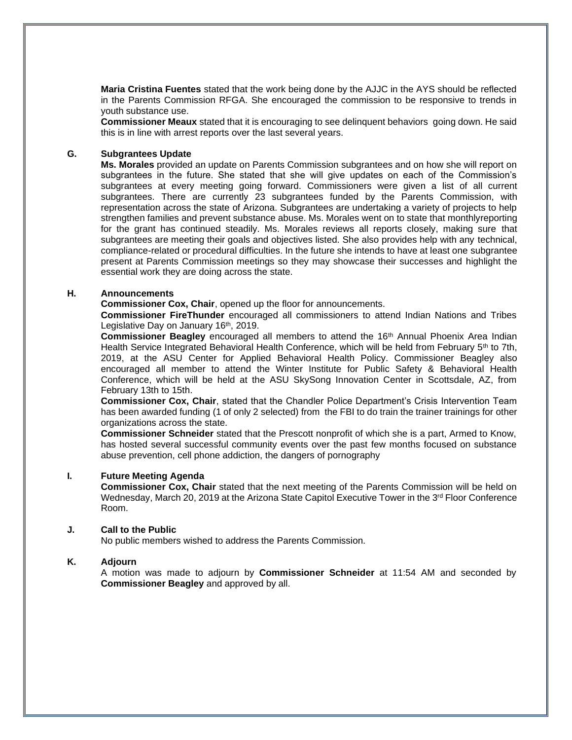**Maria Cristina Fuentes** stated that the work being done by the AJJC in the AYS should be reflected in the Parents Commission RFGA. She encouraged the commission to be responsive to trends in youth substance use.

**Commissioner Meaux** stated that it is encouraging to see delinquent behaviors going down. He said this is in line with arrest reports over the last several years.

### G. Subgrantees Update

**Ms. Morales** provided an update on Parents Commission subgrantees and on how she will report on subgrantees in the future. She stated that she will give updates on each of the Commission's subgrantees at every meeting going forward. Commissioners were given a list of all current subgrantees. There are currently 23 subgrantees funded by the Parents Commission, with representation across the state of Arizona. Subgrantees are undertaking a variety of projects to help strengthen families and prevent substance abuse. Ms. Morales went on to state that monthlyreporting for the grant has continued steadily. Ms. Morales reviews all reports closely, making sure that subgrantees are meeting their goals and objectives listed. She also provides help with any technical, compliance-related or procedural difficulties. In the future she intends to have at least one subgrantee present at Parents Commission meetings so they may showcase their successes and highlight the essential work they are doing across the state.

### H. Announcements

**Commissioner Cox, Chair**, opened up the floor for announcements.

**Commissioner FireThunder** encouraged all commissioners to attend Indian Nations and Tribes Legislative Day on January 16th, 2019.

**Commissioner Beagley** encouraged all members to attend the 16th Annual Phoenix Area Indian Health Service Integrated Behavioral Health Conference, which will be held from February 5th to 7th, 2019, at the ASU Center for Applied Behavioral Health Policy. Commissioner Beagley also encouraged all member to attend the Winter Institute for Public Safety & Behavioral Health Conference, which will be held at the ASU SkySong Innovation Center in Scottsdale, AZ, from February 13th to 15th.

**Commissioner Cox, Chair**, stated that the Chandler Police Department's Crisis Intervention Team has been awarded funding (1 of only 2 selected) from the FBI to do train the trainer trainings for other organizations across the state.

**Commissioner Schneider** stated that the Prescott nonprofit of which she is a part, Armed to Know, has hosted several successful community events over the past few months focused on substance abuse prevention, cell phone addiction, the dangers of pornography

### I. Future Meeting Agenda

**Commissioner Cox, Chair** stated that the next meeting of the Parents Commission will be held on Wednesday, March 20, 2019 at the Arizona State Capitol Executive Tower in the 3rd Floor Conference Room.

### J. Call to the Public

No public members wished to address the Parents Commission.

### K. Adjourn

A motion was made to adjourn by **Commissioner Schneider** at 11:54 AM and seconded by **Commissioner Beagley** and approved by all.